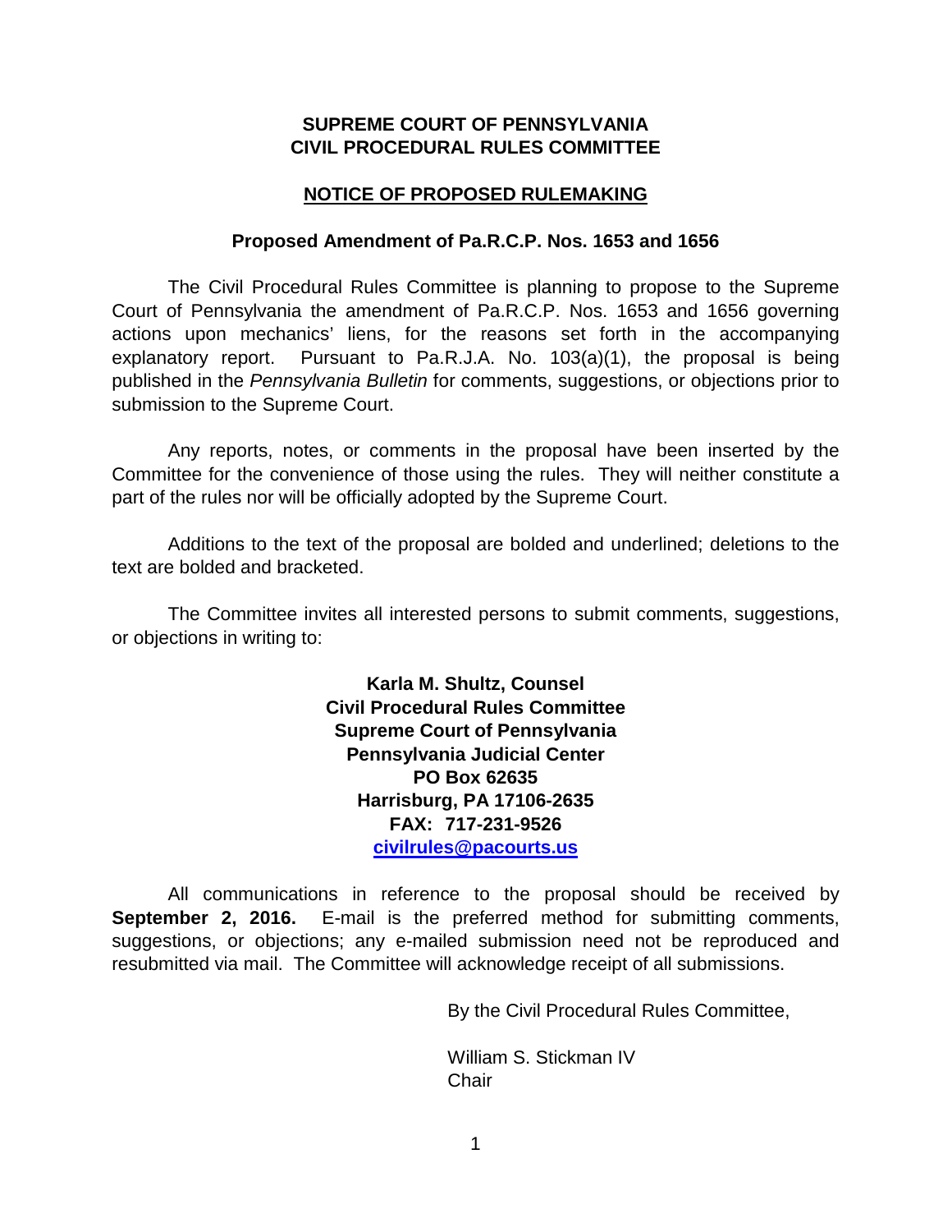**SUPREME COURT OF PENNSYLVANIA**
**CIVIL PROCEDURAL RULES COMMITTEE**

**NOTICE OF PROPOSED RULEMAKING**

**Proposed Amendment of Pa.R.C.P. Nos. 1653 and 1656**

The Civil Procedural Rules Committee is planning to propose to the Supreme Court of Pennsylvania the amendment of Pa.R.C.P. Nos. 1653 and 1656 governing actions upon mechanics' liens, for the reasons set forth in the accompanying explanatory report. Pursuant to Pa.R.J.A. No. 103(a)(1), the proposal is being published in the *Pennsylvania Bulletin* for comments, suggestions, or objections prior to submission to the Supreme Court.

Any reports, notes, or comments in the proposal have been inserted by the Committee for the convenience of those using the rules. They will neither constitute a part of the rules nor will be officially adopted by the Supreme Court.

Additions to the text of the proposal are bolded and underlined; deletions to the text are bolded and bracketed.

The Committee invites all interested persons to submit comments, suggestions, or objections in writing to:

**Karla M. Shultz, Counsel**
**Civil Procedural Rules Committee**
**Supreme Court of Pennsylvania**
**Pennsylvania Judicial Center**
**PO Box 62635**
**Harrisburg, PA 17106-2635**
**FAX: 717-231-9526**
**civilrules@pacourts.us**

All communications in reference to the proposal should be received by **September 2, 2016.** E-mail is the preferred method for submitting comments, suggestions, or objections; any e-mailed submission need not be reproduced and resubmitted via mail. The Committee will acknowledge receipt of all submissions.

By the Civil Procedural Rules Committee,

William S. Stickman IV
Chair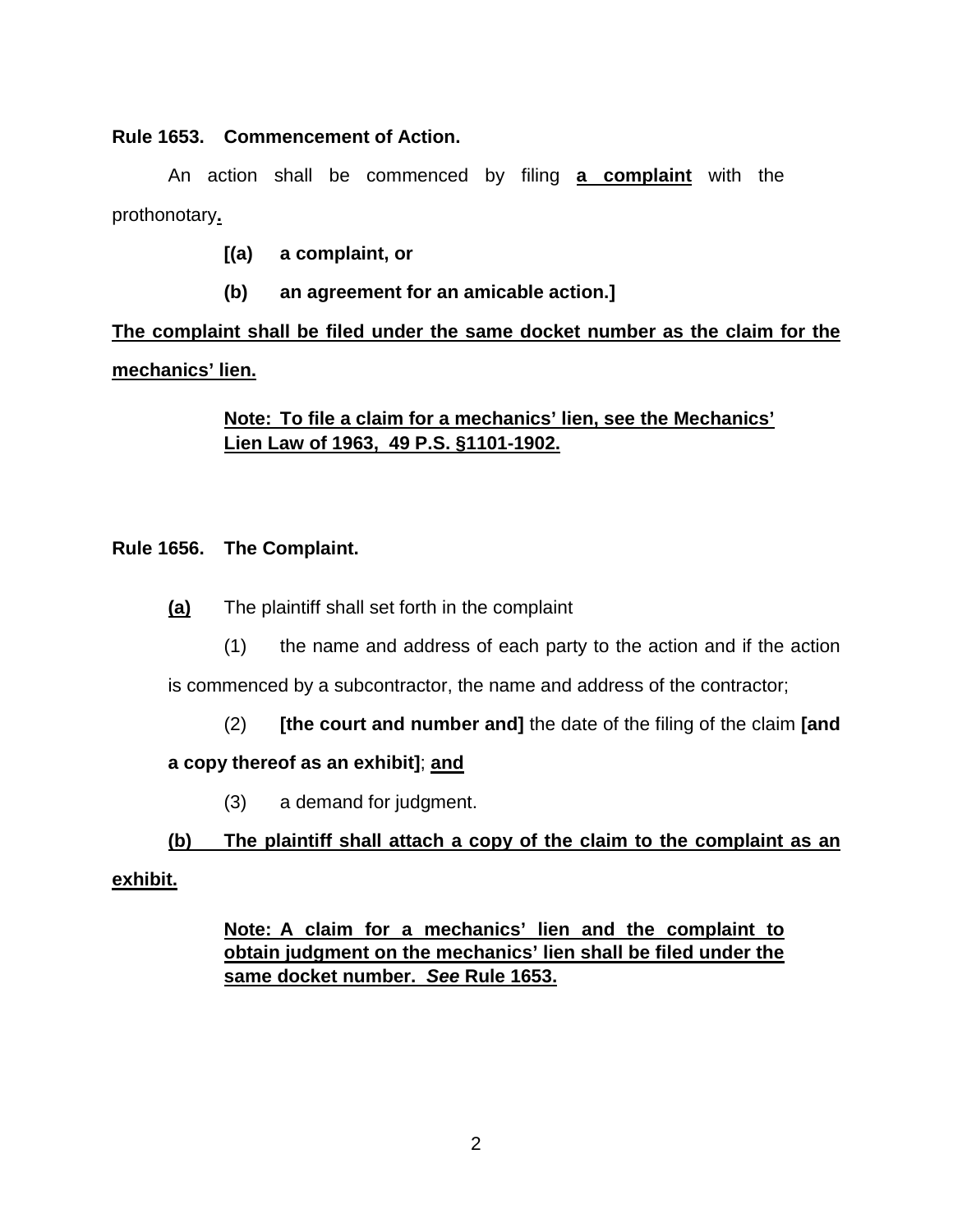**Rule 1653. Commencement of Action.**

An action shall be commenced by filing **a complaint** with the prothonotary**.**

**[(a) a complaint, or**

**(b) an agreement for an amicable action.]**

**The complaint shall be filed under the same docket number as the claim for the mechanics' lien.**

**Note: To file a claim for a mechanics' lien, see the Mechanics' Lien Law of 1963, 49 P.S. §1101-1902.**

**Rule 1656. The Complaint.**

**(a)** The plaintiff shall set forth in the complaint

(1) the name and address of each party to the action and if the action is commenced by a subcontractor, the name and address of the contractor;

(2) **[the court and number and]** the date of the filing of the claim **[and a copy thereof as an exhibit]**; **and**

(3) a demand for judgment.

**(b) The plaintiff shall attach a copy of the claim to the complaint as an exhibit.**

**Note: A claim for a mechanics' lien and the complaint to obtain judgment on the mechanics' lien shall be filed under the same docket number. *See* Rule 1653.**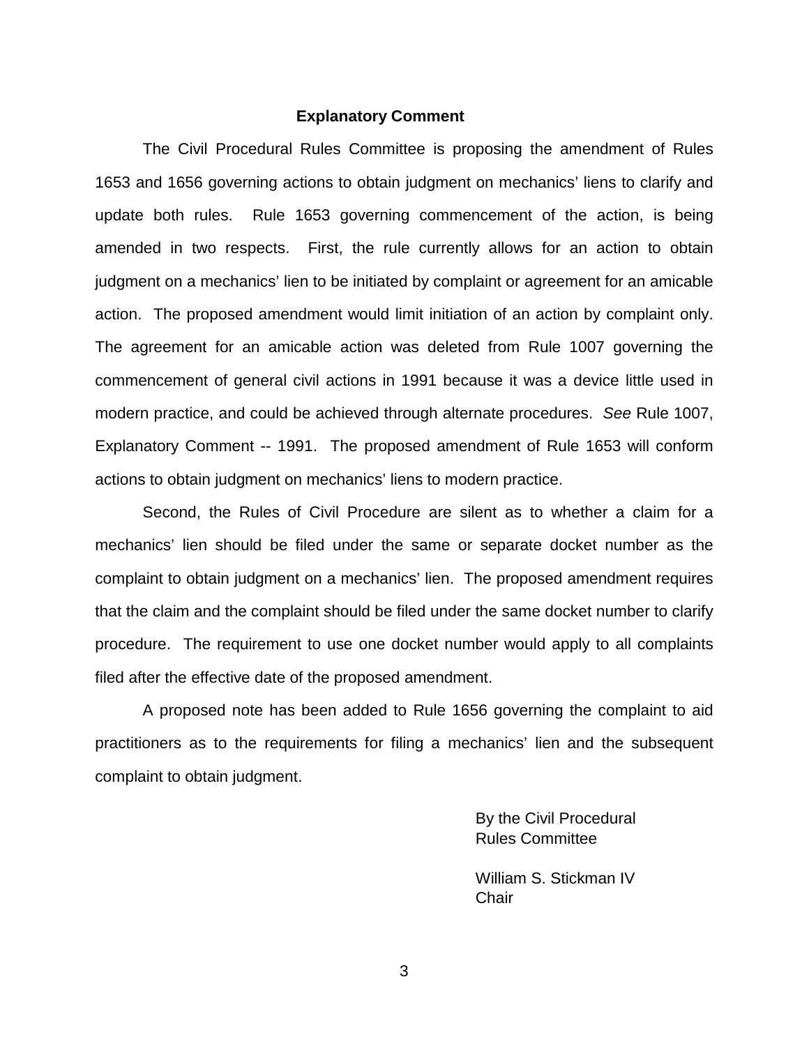**Explanatory Comment**

The Civil Procedural Rules Committee is proposing the amendment of Rules 1653 and 1656 governing actions to obtain judgment on mechanics' liens to clarify and update both rules. Rule 1653 governing commencement of the action, is being amended in two respects. First, the rule currently allows for an action to obtain judgment on a mechanics' lien to be initiated by complaint or agreement for an amicable action. The proposed amendment would limit initiation of an action by complaint only. The agreement for an amicable action was deleted from Rule 1007 governing the commencement of general civil actions in 1991 because it was a device little used in modern practice, and could be achieved through alternate procedures. *See* Rule 1007, Explanatory Comment -- 1991. The proposed amendment of Rule 1653 will conform actions to obtain judgment on mechanics' liens to modern practice.

Second, the Rules of Civil Procedure are silent as to whether a claim for a mechanics' lien should be filed under the same or separate docket number as the complaint to obtain judgment on a mechanics' lien. The proposed amendment requires that the claim and the complaint should be filed under the same docket number to clarify procedure. The requirement to use one docket number would apply to all complaints filed after the effective date of the proposed amendment.

A proposed note has been added to Rule 1656 governing the complaint to aid practitioners as to the requirements for filing a mechanics' lien and the subsequent complaint to obtain judgment.

By the Civil Procedural
Rules Committee

William S. Stickman IV
Chair